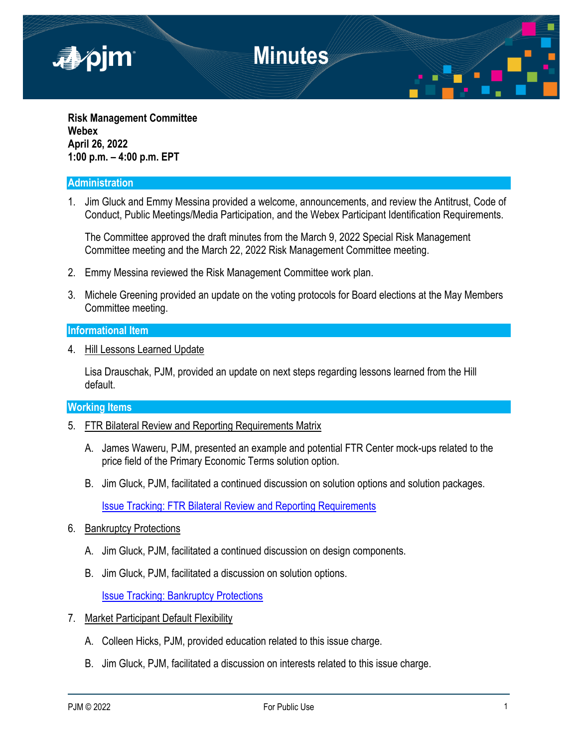# Minutes

**Risk Management Committee**
**Webex**
**April 26, 2022**
**1:00 p.m. – 4:00 p.m. EPT**

## Administration

1. Jim Gluck and Emmy Messina provided a welcome, announcements, and review the Antitrust, Code of Conduct, Public Meetings/Media Participation, and the Webex Participant Identification Requirements.

   The Committee approved the draft minutes from the March 9, 2022 Special Risk Management Committee meeting and the March 22, 2022 Risk Management Committee meeting.

2. Emmy Messina reviewed the Risk Management Committee work plan.

3. Michele Greening provided an update on the voting protocols for Board elections at the May Members Committee meeting.

## Informational Item

4. Hill Lessons Learned Update

   Lisa Drauschak, PJM, provided an update on next steps regarding lessons learned from the Hill default.

## Working Items

5. FTR Bilateral Review and Reporting Requirements Matrix

   A. James Waweru, PJM, presented an example and potential FTR Center mock-ups related to the price field of the Primary Economic Terms solution option.

   B. Jim Gluck, PJM, facilitated a continued discussion on solution options and solution packages.

   Issue Tracking: FTR Bilateral Review and Reporting Requirements

6. Bankruptcy Protections

   A. Jim Gluck, PJM, facilitated a continued discussion on design components.

   B. Jim Gluck, PJM, facilitated a discussion on solution options.

   Issue Tracking: Bankruptcy Protections

7. Market Participant Default Flexibility

   A. Colleen Hicks, PJM, provided education related to this issue charge.

   B. Jim Gluck, PJM, facilitated a discussion on interests related to this issue charge.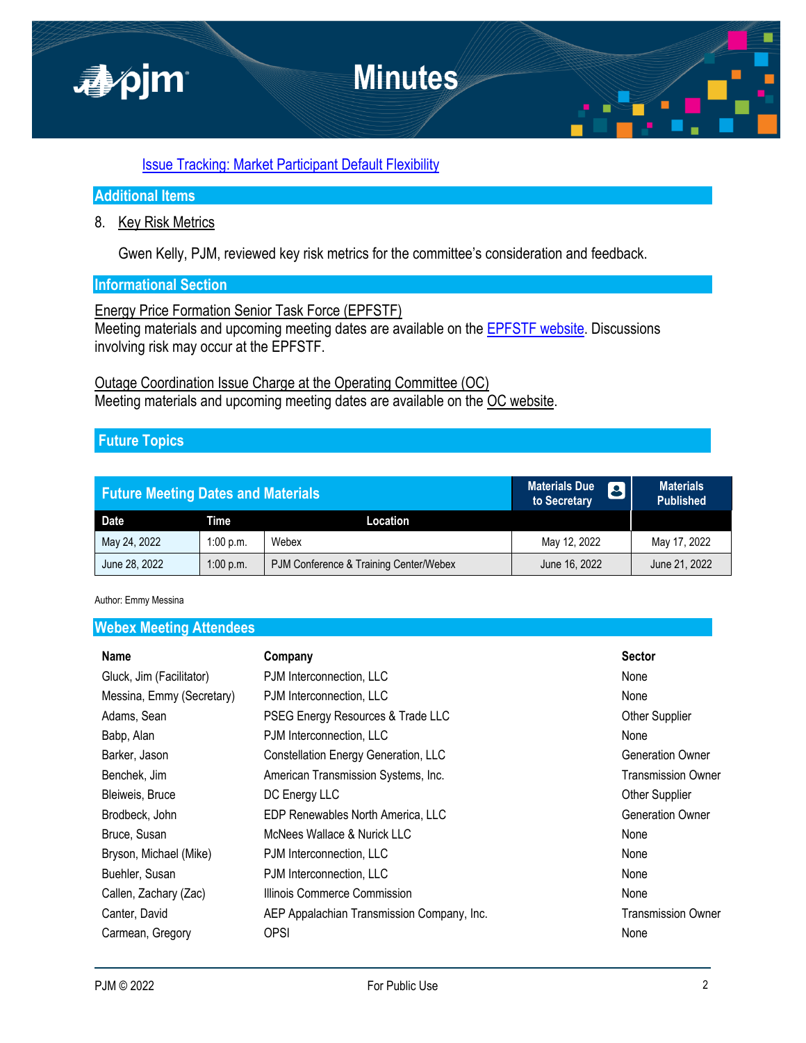[Issue Tracking: Market Participant Default Flexibility]

## Additional Items

8. Key Risk Metrics

   Gwen Kelly, PJM, reviewed key risk metrics for the committee's consideration and feedback.

## Informational Section

Energy Price Formation Senior Task Force (EPFSTF)
Meeting materials and upcoming meeting dates are available on the EPFSTF website. Discussions involving risk may occur at the EPFSTF.

Outage Coordination Issue Charge at the Operating Committee (OC)
Meeting materials and upcoming meeting dates are available on the OC website.

## Future Topics

| Future Meeting Dates and Materials | | | Materials Due to Secretary | Materials Published |
|---|---|---|---|---|
| **Date** | **Time** | **Location** | | |
| May 24, 2022 | 1:00 p.m. | Webex | May 12, 2022 | May 17, 2022 |
| June 28, 2022 | 1:00 p.m. | PJM Conference & Training Center/Webex | June 16, 2022 | June 21, 2022 |

Author: Emmy Messina

## Webex Meeting Attendees

| Name | Company | Sector |
|---|---|---|
| Gluck, Jim (Facilitator) | PJM Interconnection, LLC | None |
| Messina, Emmy (Secretary) | PJM Interconnection, LLC | None |
| Adams, Sean | PSEG Energy Resources & Trade LLC | Other Supplier |
| Babp, Alan | PJM Interconnection, LLC | None |
| Barker, Jason | Constellation Energy Generation, LLC | Generation Owner |
| Benchek, Jim | American Transmission Systems, Inc. | Transmission Owner |
| Bleiweis, Bruce | DC Energy LLC | Other Supplier |
| Brodbeck, John | EDP Renewables North America, LLC | Generation Owner |
| Bruce, Susan | McNees Wallace & Nurick LLC | None |
| Bryson, Michael (Mike) | PJM Interconnection, LLC | None |
| Buehler, Susan | PJM Interconnection, LLC | None |
| Callen, Zachary (Zac) | Illinois Commerce Commission | None |
| Canter, David | AEP Appalachian Transmission Company, Inc. | Transmission Owner |
| Carmean, Gregory | OPSI | None |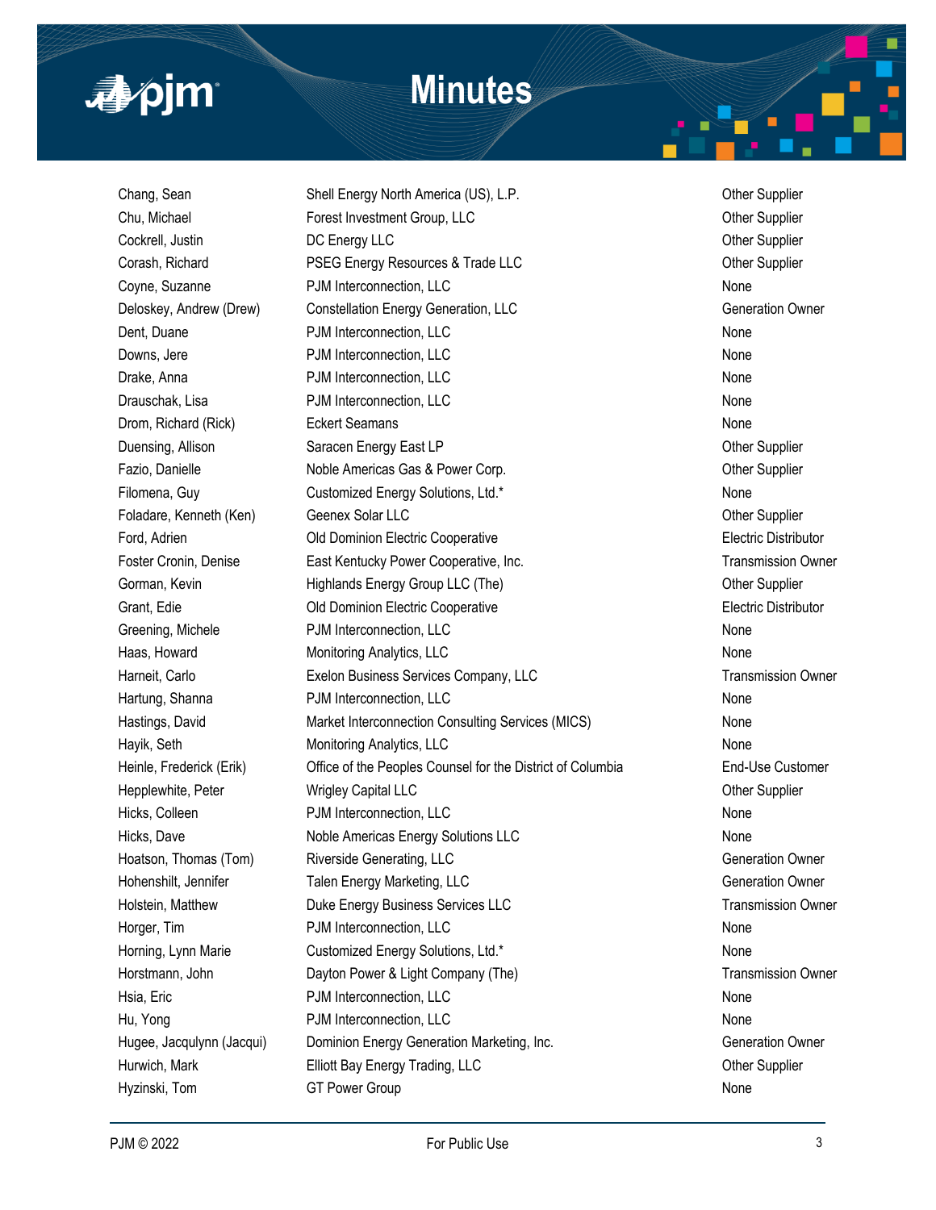| | | |
|---|---|---|
| Chang, Sean | Shell Energy North America (US), L.P. | Other Supplier |
| Chu, Michael | Forest Investment Group, LLC | Other Supplier |
| Cockrell, Justin | DC Energy LLC | Other Supplier |
| Corash, Richard | PSEG Energy Resources & Trade LLC | Other Supplier |
| Coyne, Suzanne | PJM Interconnection, LLC | None |
| Deloskey, Andrew (Drew) | Constellation Energy Generation, LLC | Generation Owner |
| Dent, Duane | PJM Interconnection, LLC | None |
| Downs, Jere | PJM Interconnection, LLC | None |
| Drake, Anna | PJM Interconnection, LLC | None |
| Drauschak, Lisa | PJM Interconnection, LLC | None |
| Drom, Richard (Rick) | Eckert Seamans | None |
| Duensing, Allison | Saracen Energy East LP | Other Supplier |
| Fazio, Danielle | Noble Americas Gas & Power Corp. | Other Supplier |
| Filomena, Guy | Customized Energy Solutions, Ltd.* | None |
| Foladare, Kenneth (Ken) | Geenex Solar LLC | Other Supplier |
| Ford, Adrien | Old Dominion Electric Cooperative | Electric Distributor |
| Foster Cronin, Denise | East Kentucky Power Cooperative, Inc. | Transmission Owner |
| Gorman, Kevin | Highlands Energy Group LLC (The) | Other Supplier |
| Grant, Edie | Old Dominion Electric Cooperative | Electric Distributor |
| Greening, Michele | PJM Interconnection, LLC | None |
| Haas, Howard | Monitoring Analytics, LLC | None |
| Harneit, Carlo | Exelon Business Services Company, LLC | Transmission Owner |
| Hartung, Shanna | PJM Interconnection, LLC | None |
| Hastings, David | Market Interconnection Consulting Services (MICS) | None |
| Hayik, Seth | Monitoring Analytics, LLC | None |
| Heinle, Frederick (Erik) | Office of the Peoples Counsel for the District of Columbia | End-Use Customer |
| Hepplewhite, Peter | Wrigley Capital LLC | Other Supplier |
| Hicks, Colleen | PJM Interconnection, LLC | None |
| Hicks, Dave | Noble Americas Energy Solutions LLC | None |
| Hoatson, Thomas (Tom) | Riverside Generating, LLC | Generation Owner |
| Hohenshilt, Jennifer | Talen Energy Marketing, LLC | Generation Owner |
| Holstein, Matthew | Duke Energy Business Services LLC | Transmission Owner |
| Horger, Tim | PJM Interconnection, LLC | None |
| Horning, Lynn Marie | Customized Energy Solutions, Ltd.* | None |
| Horstmann, John | Dayton Power & Light Company (The) | Transmission Owner |
| Hsia, Eric | PJM Interconnection, LLC | None |
| Hu, Yong | PJM Interconnection, LLC | None |
| Hugee, Jacqulynn (Jacqui) | Dominion Energy Generation Marketing, Inc. | Generation Owner |
| Hurwich, Mark | Elliott Bay Energy Trading, LLC | Other Supplier |
| Hyzinski, Tom | GT Power Group | None |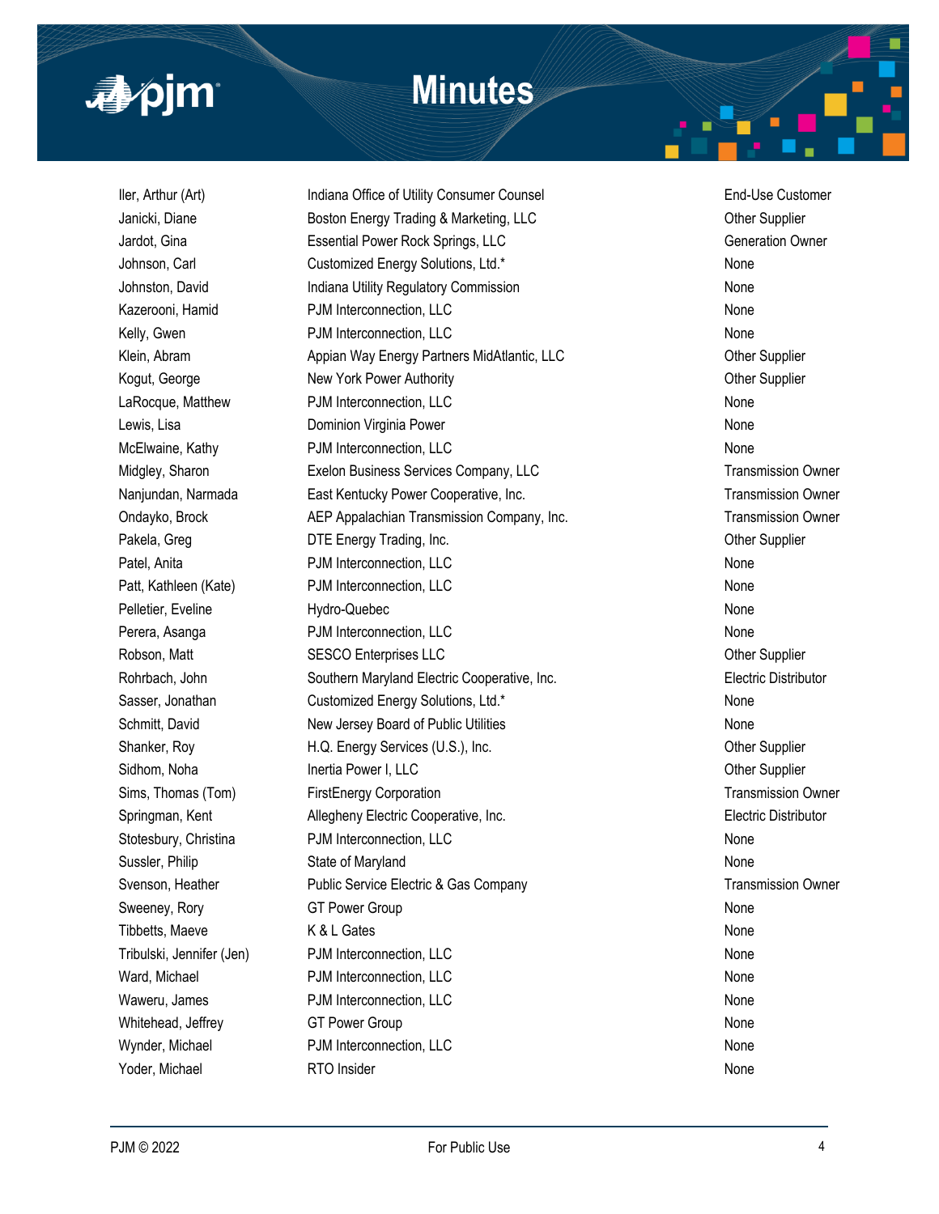| | | |
|---|---|---|
| Iler, Arthur (Art) | Indiana Office of Utility Consumer Counsel | End-Use Customer |
| Janicki, Diane | Boston Energy Trading & Marketing, LLC | Other Supplier |
| Jardot, Gina | Essential Power Rock Springs, LLC | Generation Owner |
| Johnson, Carl | Customized Energy Solutions, Ltd.* | None |
| Johnston, David | Indiana Utility Regulatory Commission | None |
| Kazerooni, Hamid | PJM Interconnection, LLC | None |
| Kelly, Gwen | PJM Interconnection, LLC | None |
| Klein, Abram | Appian Way Energy Partners MidAtlantic, LLC | Other Supplier |
| Kogut, George | New York Power Authority | Other Supplier |
| LaRocque, Matthew | PJM Interconnection, LLC | None |
| Lewis, Lisa | Dominion Virginia Power | None |
| McElwaine, Kathy | PJM Interconnection, LLC | None |
| Midgley, Sharon | Exelon Business Services Company, LLC | Transmission Owner |
| Nanjundan, Narmada | East Kentucky Power Cooperative, Inc. | Transmission Owner |
| Ondayko, Brock | AEP Appalachian Transmission Company, Inc. | Transmission Owner |
| Pakela, Greg | DTE Energy Trading, Inc. | Other Supplier |
| Patel, Anita | PJM Interconnection, LLC | None |
| Patt, Kathleen (Kate) | PJM Interconnection, LLC | None |
| Pelletier, Eveline | Hydro-Quebec | None |
| Perera, Asanga | PJM Interconnection, LLC | None |
| Robson, Matt | SESCO Enterprises LLC | Other Supplier |
| Rohrbach, John | Southern Maryland Electric Cooperative, Inc. | Electric Distributor |
| Sasser, Jonathan | Customized Energy Solutions, Ltd.* | None |
| Schmitt, David | New Jersey Board of Public Utilities | None |
| Shanker, Roy | H.Q. Energy Services (U.S.), Inc. | Other Supplier |
| Sidhom, Noha | Inertia Power I, LLC | Other Supplier |
| Sims, Thomas (Tom) | FirstEnergy Corporation | Transmission Owner |
| Springman, Kent | Allegheny Electric Cooperative, Inc. | Electric Distributor |
| Stotesbury, Christina | PJM Interconnection, LLC | None |
| Sussler, Philip | State of Maryland | None |
| Svenson, Heather | Public Service Electric & Gas Company | Transmission Owner |
| Sweeney, Rory | GT Power Group | None |
| Tibbetts, Maeve | K & L Gates | None |
| Tribulski, Jennifer (Jen) | PJM Interconnection, LLC | None |
| Ward, Michael | PJM Interconnection, LLC | None |
| Waweru, James | PJM Interconnection, LLC | None |
| Whitehead, Jeffrey | GT Power Group | None |
| Wynder, Michael | PJM Interconnection, LLC | None |
| Yoder, Michael | RTO Insider | None |